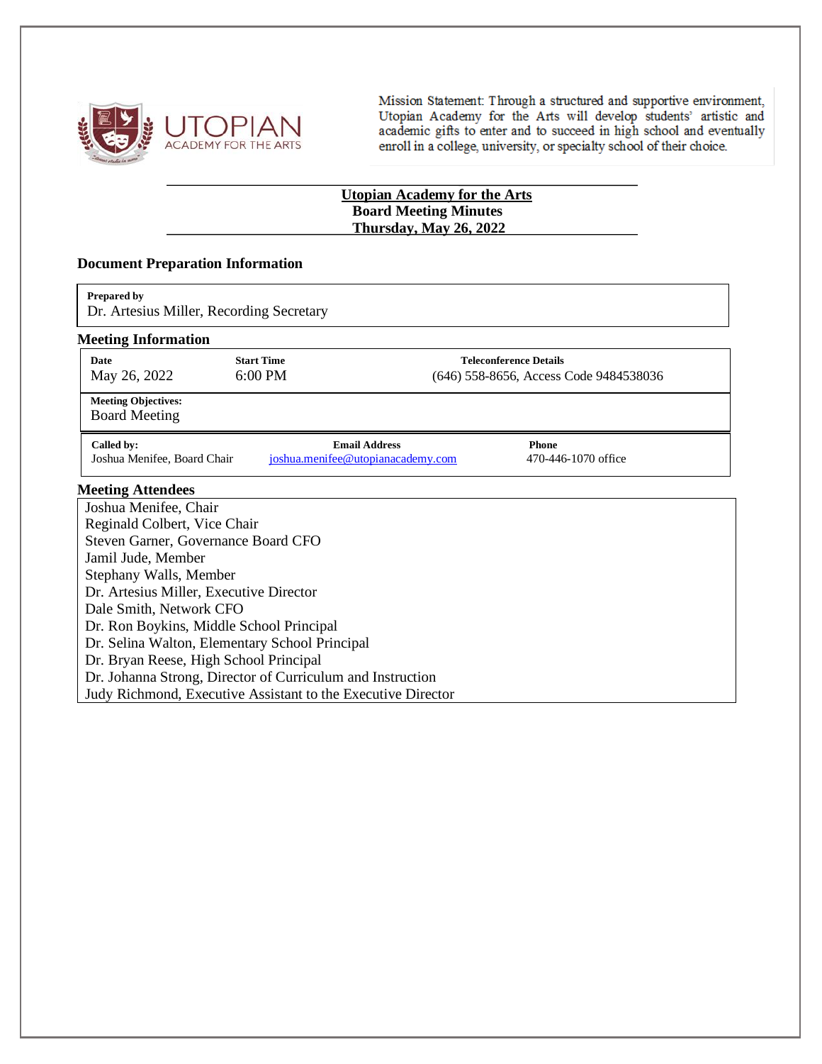UTOPIAN ACADEMY FOR THE ARTS

Mission Statement: Through a structured and supportive environment, Utopian Academy for the Arts will develop students' artistic and academic gifts to enter and to succeed in high school and eventually enroll in a college, university, or specialty school of their choice.

# Utopian Academy for the Arts
## Board Meeting Minutes
## Thursday, May 26, 2022

### Document Preparation Information

**Prepared by**
Dr. Artesius Miller, Recording Secretary

### Meeting Information

| Date | Start Time | Teleconference Details |
|---|---|---|
| May 26, 2022 | 6:00 PM | (646) 558-8656, Access Code 9484538036 |

**Meeting Objectives:**
Board Meeting

| Called by: | Email Address | Phone |
|---|---|---|
| Joshua Menifee, Board Chair | joshua.menifee@utopianacademy.com | 470-446-1070 office |

### Meeting Attendees

Joshua Menifee, Chair
Reginald Colbert, Vice Chair
Steven Garner, Governance Board CFO
Jamil Jude, Member
Stephany Walls, Member
Dr. Artesius Miller, Executive Director
Dale Smith, Network CFO
Dr. Ron Boykins, Middle School Principal
Dr. Selina Walton, Elementary School Principal
Dr. Bryan Reese, High School Principal
Dr. Johanna Strong, Director of Curriculum and Instruction
Judy Richmond, Executive Assistant to the Executive Director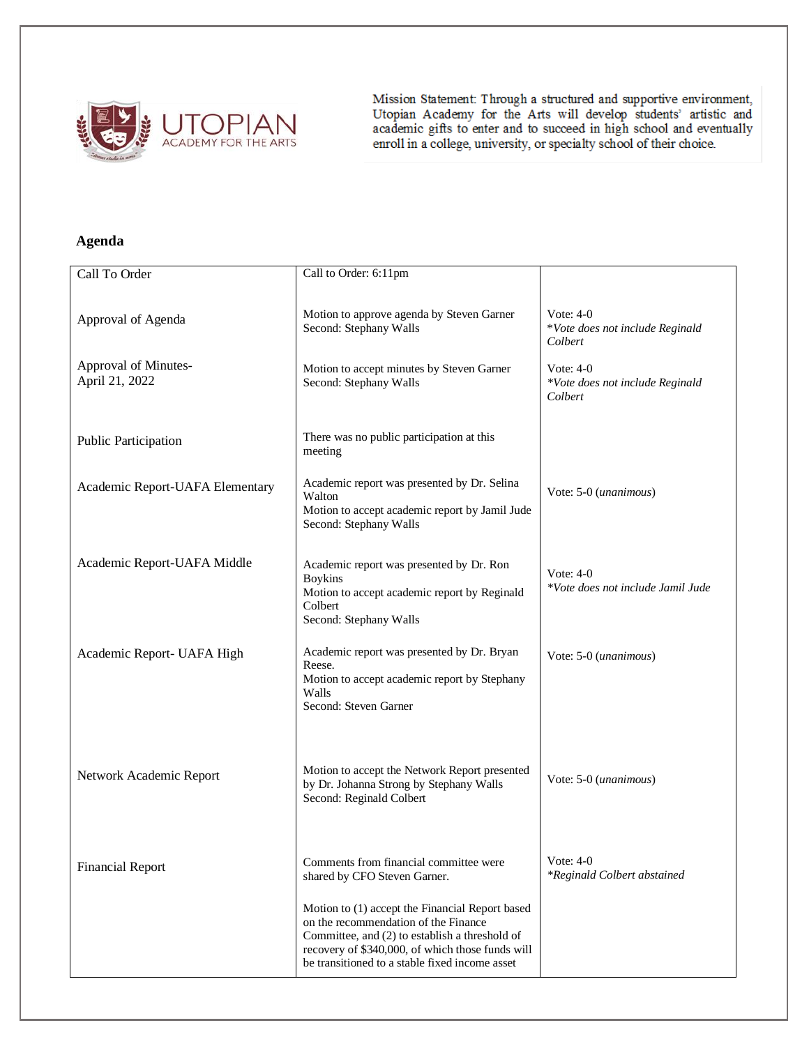Mission Statement: Through a structured and supportive environment, Utopian Academy for the Arts will develop students' artistic and academic gifts to enter and to succeed in high school and eventually enroll in a college, university, or specialty school of their choice.

## Agenda

| | | |
|---|---|---|
| Call To Order | Call to Order: 6:11pm | |
| Approval of Agenda | Motion to approve agenda by Steven Garner<br>Second: Stephany Walls | Vote: 4-0<br>*\*Vote does not include Reginald Colbert* |
| Approval of Minutes- April 21, 2022 | Motion to accept minutes by Steven Garner<br>Second: Stephany Walls | Vote: 4-0<br>*\*Vote does not include Reginald Colbert* |
| Public Participation | There was no public participation at this meeting | |
| Academic Report-UAFA Elementary | Academic report was presented by Dr. Selina Walton<br>Motion to accept academic report by Jamil Jude<br>Second: Stephany Walls | Vote: 5-0 (*unanimous*) |
| Academic Report-UAFA Middle | Academic report was presented by Dr. Ron Boykins<br>Motion to accept academic report by Reginald Colbert<br>Second: Stephany Walls | Vote: 4-0<br>*\*Vote does not include Jamil Jude* |
| Academic Report- UAFA High | Academic report was presented by Dr. Bryan Reese.<br>Motion to accept academic report by Stephany Walls<br>Second: Steven Garner | Vote: 5-0 (*unanimous*) |
| Network Academic Report | Motion to accept the Network Report presented by Dr. Johanna Strong by Stephany Walls<br>Second: Reginald Colbert | Vote: 5-0 (*unanimous*) |
| Financial Report | Comments from financial committee were shared by CFO Steven Garner.<br><br>Motion to (1) accept the Financial Report based on the recommendation of the Finance Committee, and (2) to establish a threshold of recovery of $340,000, of which those funds will be transitioned to a stable fixed income asset | Vote: 4-0<br>*\*Reginald Colbert abstained* |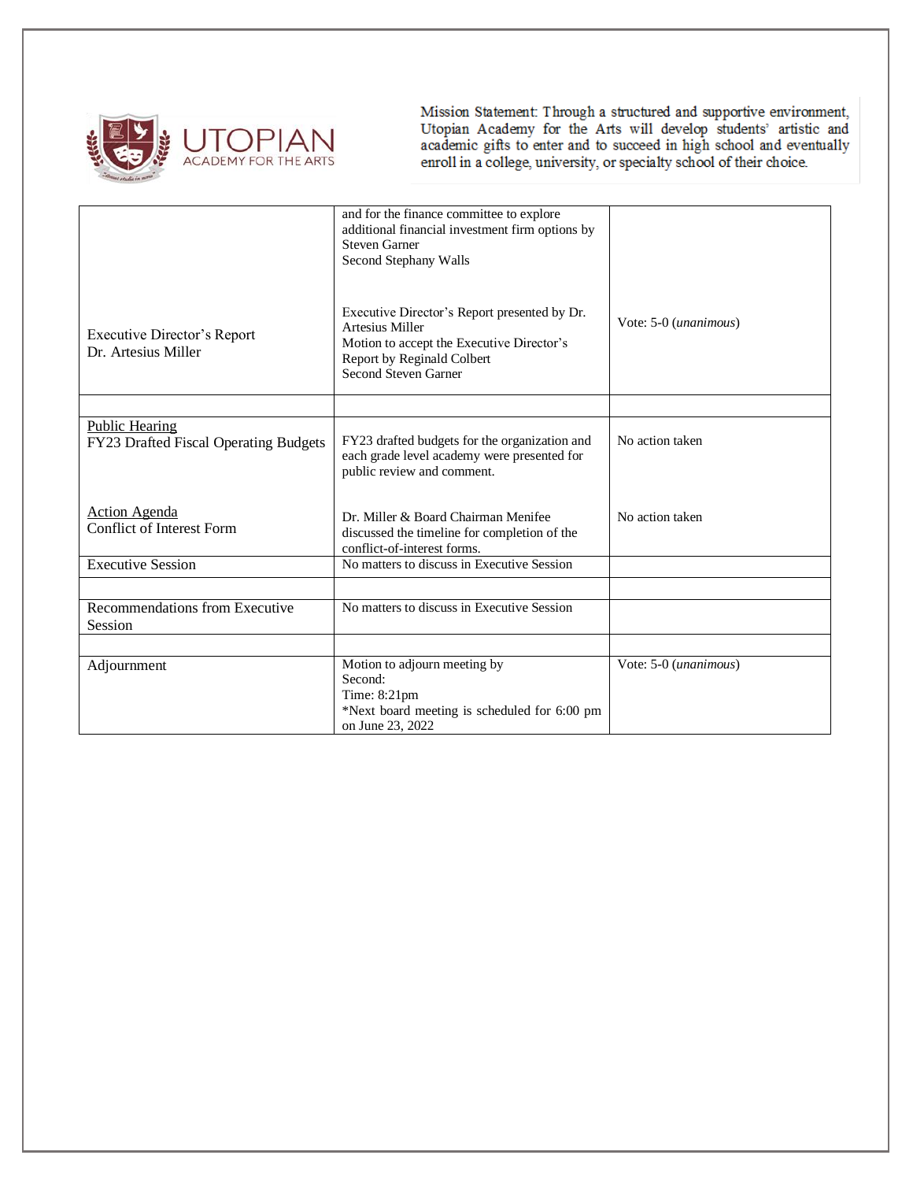UTOPIAN ACADEMY FOR THE ARTS

Mission Statement: Through a structured and supportive environment, Utopian Academy for the Arts will develop students' artistic and academic gifts to enter and to succeed in high school and eventually enroll in a college, university, or specialty school of their choice.

| | | |
|---|---|---|
| | and for the finance committee to explore additional financial investment firm options by Steven Garner<br>Second Stephany Walls | |
| Executive Director's Report<br>Dr. Artesius Miller | Executive Director's Report presented by Dr. Artesius Miller<br>Motion to accept the Executive Director's Report by Reginald Colbert<br>Second Steven Garner | Vote: 5-0 (*unanimous*) |
| | | |
| Public Hearing<br>FY23 Drafted Fiscal Operating Budgets | FY23 drafted budgets for the organization and each grade level academy were presented for public review and comment. | No action taken |
| Action Agenda<br>Conflict of Interest Form | Dr. Miller & Board Chairman Menifee discussed the timeline for completion of the conflict-of-interest forms. | No action taken |
| Executive Session | No matters to discuss in Executive Session | |
| | | |
| Recommendations from Executive Session | No matters to discuss in Executive Session | |
| | | |
| Adjournment | Motion to adjourn meeting by<br>Second:<br>Time: 8:21pm<br>*Next board meeting is scheduled for 6:00 pm on June 23, 2022 | Vote: 5-0 (*unanimous*) |